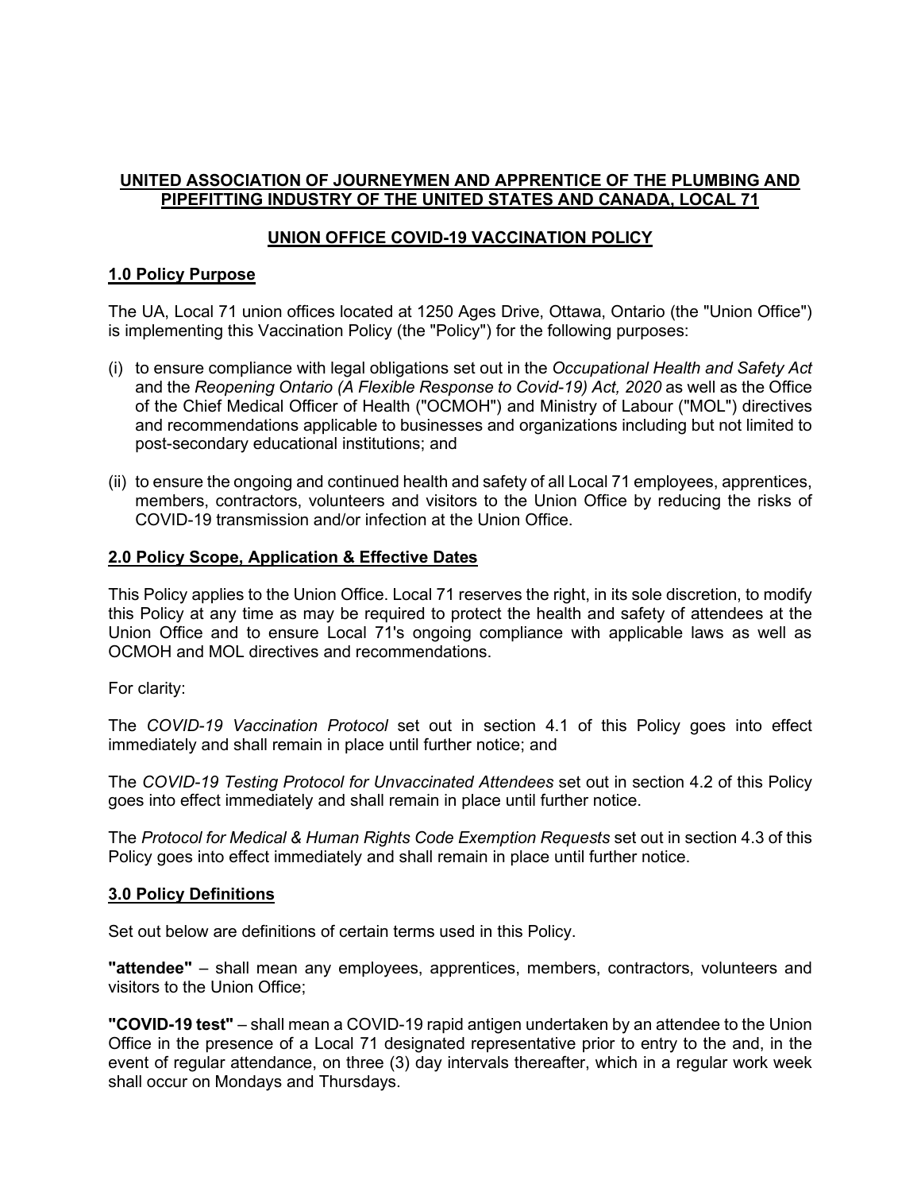**UNITED ASSOCIATION OF JOURNEYMEN AND APPRENTICE OF THE PLUMBING AND PIPEFITTING INDUSTRY OF THE UNITED STATES AND CANADA, LOCAL 71**

**UNION OFFICE COVID-19 VACCINATION POLICY**

## 1.0 Policy Purpose

The UA, Local 71 union offices located at 1250 Ages Drive, Ottawa, Ontario (the "Union Office") is implementing this Vaccination Policy (the "Policy") for the following purposes:

(i) to ensure compliance with legal obligations set out in the *Occupational Health and Safety Act* and the *Reopening Ontario (A Flexible Response to Covid-19) Act, 2020* as well as the Office of the Chief Medical Officer of Health ("OCMOH") and Ministry of Labour ("MOL") directives and recommendations applicable to businesses and organizations including but not limited to post-secondary educational institutions; and

(ii) to ensure the ongoing and continued health and safety of all Local 71 employees, apprentices, members, contractors, volunteers and visitors to the Union Office by reducing the risks of COVID-19 transmission and/or infection at the Union Office.

## 2.0 Policy Scope, Application & Effective Dates

This Policy applies to the Union Office. Local 71 reserves the right, in its sole discretion, to modify this Policy at any time as may be required to protect the health and safety of attendees at the Union Office and to ensure Local 71's ongoing compliance with applicable laws as well as OCMOH and MOL directives and recommendations.

For clarity:

The *COVID-19 Vaccination Protocol* set out in section 4.1 of this Policy goes into effect immediately and shall remain in place until further notice; and

The *COVID-19 Testing Protocol for Unvaccinated Attendees* set out in section 4.2 of this Policy goes into effect immediately and shall remain in place until further notice.

The *Protocol for Medical & Human Rights Code Exemption Requests* set out in section 4.3 of this Policy goes into effect immediately and shall remain in place until further notice.

## 3.0 Policy Definitions

Set out below are definitions of certain terms used in this Policy.

**"attendee"** – shall mean any employees, apprentices, members, contractors, volunteers and visitors to the Union Office;

**"COVID-19 test"** – shall mean a COVID-19 rapid antigen undertaken by an attendee to the Union Office in the presence of a Local 71 designated representative prior to entry to the and, in the event of regular attendance, on three (3) day intervals thereafter, which in a regular work week shall occur on Mondays and Thursdays.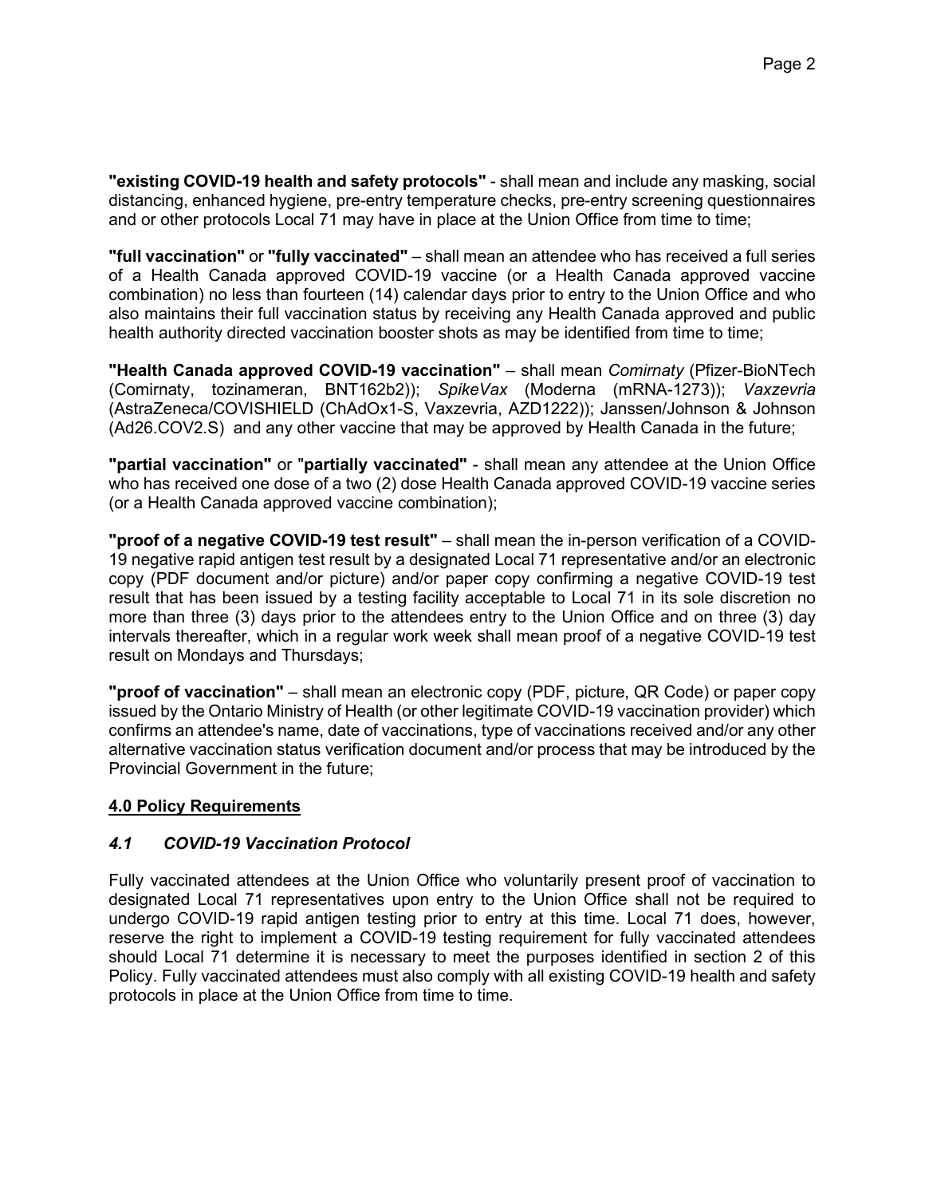**"existing COVID-19 health and safety protocols"** - shall mean and include any masking, social distancing, enhanced hygiene, pre-entry temperature checks, pre-entry screening questionnaires and or other protocols Local 71 may have in place at the Union Office from time to time;

**"full vaccination"** or **"fully vaccinated"** – shall mean an attendee who has received a full series of a Health Canada approved COVID-19 vaccine (or a Health Canada approved vaccine combination) no less than fourteen (14) calendar days prior to entry to the Union Office and who also maintains their full vaccination status by receiving any Health Canada approved and public health authority directed vaccination booster shots as may be identified from time to time;

**"Health Canada approved COVID-19 vaccination"** – shall mean *Comirnaty* (Pfizer-BioNTech (Comirnaty, tozinameran, BNT162b2)); *SpikeVax* (Moderna (mRNA-1273)); *Vaxzevria* (AstraZeneca/COVISHIELD (ChAdOx1-S, Vaxzevria, AZD1222)); Janssen/Johnson & Johnson (Ad26.COV2.S) and any other vaccine that may be approved by Health Canada in the future;

**"partial vaccination"** or "**partially vaccinated"** - shall mean any attendee at the Union Office who has received one dose of a two (2) dose Health Canada approved COVID-19 vaccine series (or a Health Canada approved vaccine combination);

**"proof of a negative COVID-19 test result"** – shall mean the in-person verification of a COVID-19 negative rapid antigen test result by a designated Local 71 representative and/or an electronic copy (PDF document and/or picture) and/or paper copy confirming a negative COVID-19 test result that has been issued by a testing facility acceptable to Local 71 in its sole discretion no more than three (3) days prior to the attendees entry to the Union Office and on three (3) day intervals thereafter, which in a regular work week shall mean proof of a negative COVID-19 test result on Mondays and Thursdays;

**"proof of vaccination"** – shall mean an electronic copy (PDF, picture, QR Code) or paper copy issued by the Ontario Ministry of Health (or other legitimate COVID-19 vaccination provider) which confirms an attendee's name, date of vaccinations, type of vaccinations received and/or any other alternative vaccination status verification document and/or process that may be introduced by the Provincial Government in the future;

## 4.0 Policy Requirements

### *4.1 COVID-19 Vaccination Protocol*

Fully vaccinated attendees at the Union Office who voluntarily present proof of vaccination to designated Local 71 representatives upon entry to the Union Office shall not be required to undergo COVID-19 rapid antigen testing prior to entry at this time. Local 71 does, however, reserve the right to implement a COVID-19 testing requirement for fully vaccinated attendees should Local 71 determine it is necessary to meet the purposes identified in section 2 of this Policy. Fully vaccinated attendees must also comply with all existing COVID-19 health and safety protocols in place at the Union Office from time to time.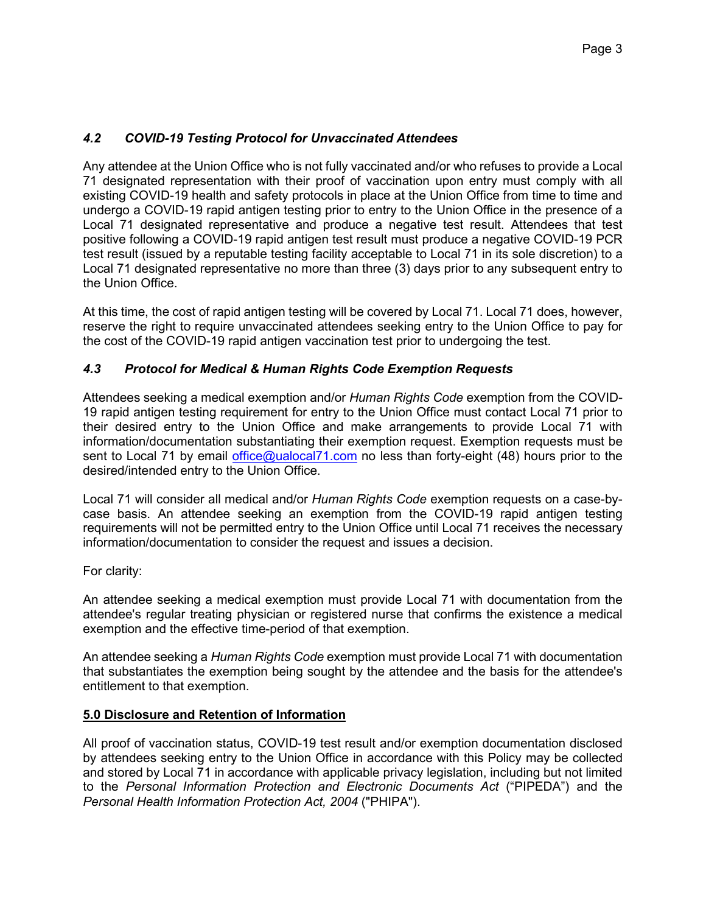### *4.2 COVID-19 Testing Protocol for Unvaccinated Attendees*

Any attendee at the Union Office who is not fully vaccinated and/or who refuses to provide a Local 71 designated representation with their proof of vaccination upon entry must comply with all existing COVID-19 health and safety protocols in place at the Union Office from time to time and undergo a COVID-19 rapid antigen testing prior to entry to the Union Office in the presence of a Local 71 designated representative and produce a negative test result. Attendees that test positive following a COVID-19 rapid antigen test result must produce a negative COVID-19 PCR test result (issued by a reputable testing facility acceptable to Local 71 in its sole discretion) to a Local 71 designated representative no more than three (3) days prior to any subsequent entry to the Union Office.

At this time, the cost of rapid antigen testing will be covered by Local 71. Local 71 does, however, reserve the right to require unvaccinated attendees seeking entry to the Union Office to pay for the cost of the COVID-19 rapid antigen vaccination test prior to undergoing the test.

### *4.3 Protocol for Medical & Human Rights Code Exemption Requests*

Attendees seeking a medical exemption and/or *Human Rights Code* exemption from the COVID-19 rapid antigen testing requirement for entry to the Union Office must contact Local 71 prior to their desired entry to the Union Office and make arrangements to provide Local 71 with information/documentation substantiating their exemption request. Exemption requests must be sent to Local 71 by email office@ualocal71.com no less than forty-eight (48) hours prior to the desired/intended entry to the Union Office.

Local 71 will consider all medical and/or *Human Rights Code* exemption requests on a case-by-case basis. An attendee seeking an exemption from the COVID-19 rapid antigen testing requirements will not be permitted entry to the Union Office until Local 71 receives the necessary information/documentation to consider the request and issues a decision.

For clarity:

An attendee seeking a medical exemption must provide Local 71 with documentation from the attendee's regular treating physician or registered nurse that confirms the existence a medical exemption and the effective time-period of that exemption.

An attendee seeking a *Human Rights Code* exemption must provide Local 71 with documentation that substantiates the exemption being sought by the attendee and the basis for the attendee's entitlement to that exemption.

## 5.0 Disclosure and Retention of Information

All proof of vaccination status, COVID-19 test result and/or exemption documentation disclosed by attendees seeking entry to the Union Office in accordance with this Policy may be collected and stored by Local 71 in accordance with applicable privacy legislation, including but not limited to the *Personal Information Protection and Electronic Documents Act* ("PIPEDA") and the *Personal Health Information Protection Act, 2004* ("PHIPA").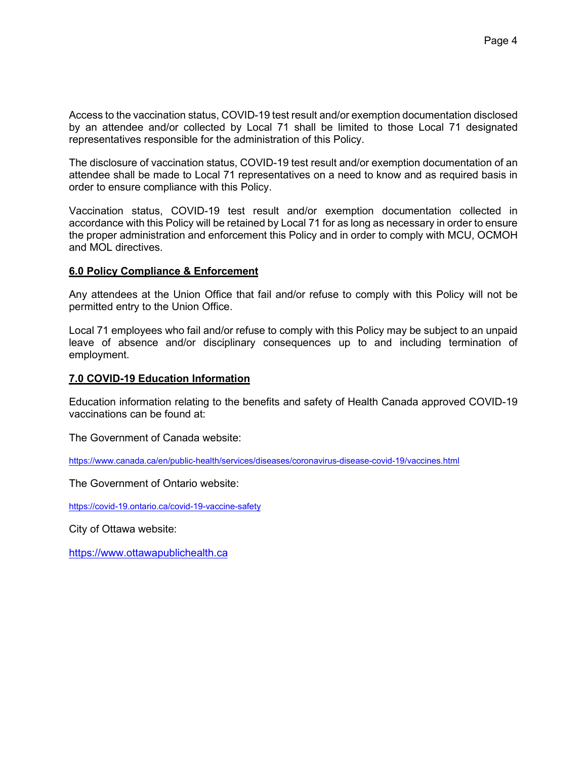Access to the vaccination status, COVID-19 test result and/or exemption documentation disclosed by an attendee and/or collected by Local 71 shall be limited to those Local 71 designated representatives responsible for the administration of this Policy.

The disclosure of vaccination status, COVID-19 test result and/or exemption documentation of an attendee shall be made to Local 71 representatives on a need to know and as required basis in order to ensure compliance with this Policy.

Vaccination status, COVID-19 test result and/or exemption documentation collected in accordance with this Policy will be retained by Local 71 for as long as necessary in order to ensure the proper administration and enforcement this Policy and in order to comply with MCU, OCMOH and MOL directives.

## 6.0 Policy Compliance & Enforcement

Any attendees at the Union Office that fail and/or refuse to comply with this Policy will not be permitted entry to the Union Office.

Local 71 employees who fail and/or refuse to comply with this Policy may be subject to an unpaid leave of absence and/or disciplinary consequences up to and including termination of employment.

## 7.0 COVID-19 Education Information

Education information relating to the benefits and safety of Health Canada approved COVID-19 vaccinations can be found at:

The Government of Canada website:

https://www.canada.ca/en/public-health/services/diseases/coronavirus-disease-covid-19/vaccines.html

The Government of Ontario website:

https://covid-19.ontario.ca/covid-19-vaccine-safety

City of Ottawa website:

https://www.ottawapublichealth.ca